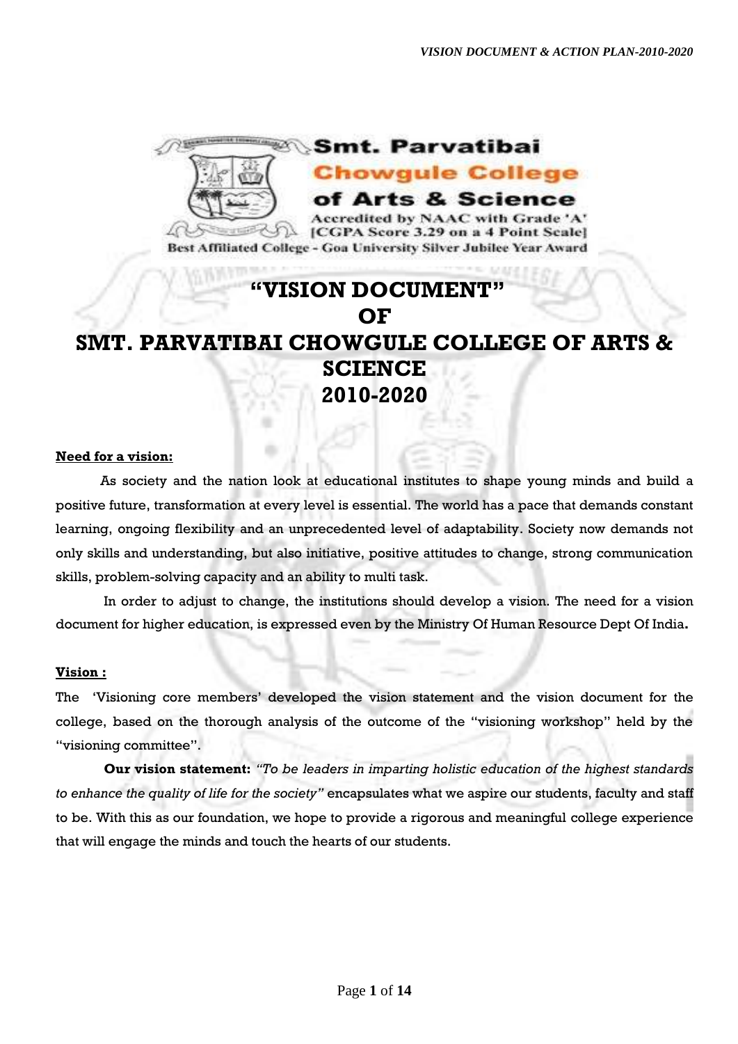Smt. Parvatibai Chowgule College of Arts & Science

Accredited by NAAC with Grade 'A' [CGPA Score 3.29 on a 4 Point Scale]

Best Affiliated College - Goa University Silver Jubilee Year Award

# "VISION DOCUMENT" OF SMT. PARVATIBAI CHOWGULE COLLEGE OF ARTS & SCIENCE 2010-2020

**Need for a vision:**

As society and the nation look at educational institutes to shape young minds and build a positive future, transformation at every level is essential. The world has a pace that demands constant learning, ongoing flexibility and an unprecedented level of adaptability. Society now demands not only skills and understanding, but also initiative, positive attitudes to change, strong communication skills, problem-solving capacity and an ability to multi task.

In order to adjust to change, the institutions should develop a vision. The need for a vision document for higher education, is expressed even by the Ministry Of Human Resource Dept Of India**.**

**Vision :**

The 'Visioning core members' developed the vision statement and the vision document for the college, based on the thorough analysis of the outcome of the "visioning workshop" held by the "visioning committee".

**Our vision statement:** *"To be leaders in imparting holistic education of the highest standards to enhance the quality of life for the society"* encapsulates what we aspire our students, faculty and staff to be. With this as our foundation, we hope to provide a rigorous and meaningful college experience that will engage the minds and touch the hearts of our students.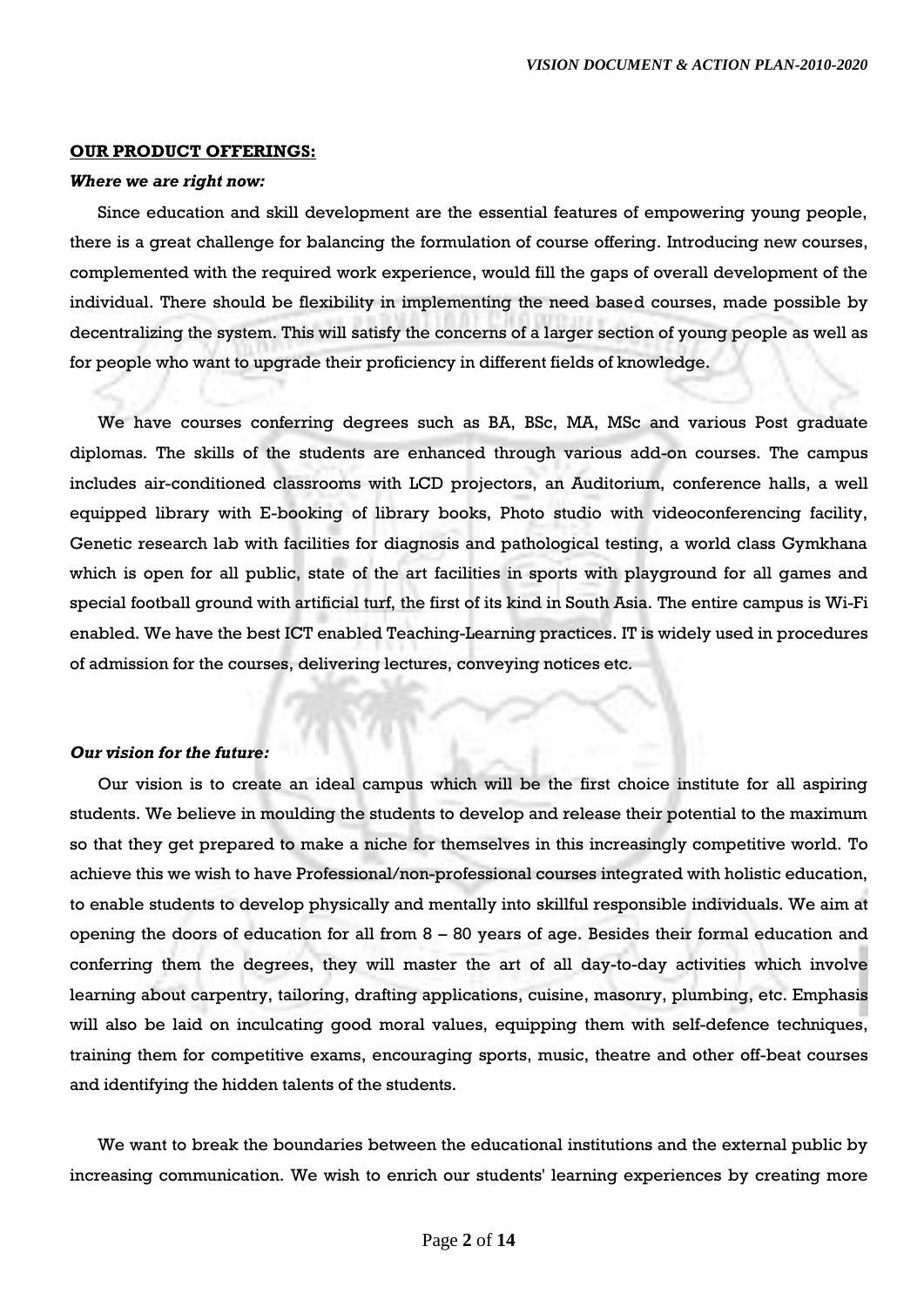**OUR PRODUCT OFFERINGS:**

***Where we are right now:***

Since education and skill development are the essential features of empowering young people, there is a great challenge for balancing the formulation of course offering. Introducing new courses, complemented with the required work experience, would fill the gaps of overall development of the individual. There should be flexibility in implementing the need based courses, made possible by decentralizing the system. This will satisfy the concerns of a larger section of young people as well as for people who want to upgrade their proficiency in different fields of knowledge.

We have courses conferring degrees such as BA, BSc, MA, MSc and various Post graduate diplomas. The skills of the students are enhanced through various add-on courses. The campus includes air-conditioned classrooms with LCD projectors, an Auditorium, conference halls, a well equipped library with E-booking of library books, Photo studio with videoconferencing facility, Genetic research lab with facilities for diagnosis and pathological testing, a world class Gymkhana which is open for all public, state of the art facilities in sports with playground for all games and special football ground with artificial turf, the first of its kind in South Asia. The entire campus is Wi-Fi enabled. We have the best ICT enabled Teaching-Learning practices. IT is widely used in procedures of admission for the courses, delivering lectures, conveying notices etc.

***Our vision for the future:***

Our vision is to create an ideal campus which will be the first choice institute for all aspiring students. We believe in moulding the students to develop and release their potential to the maximum so that they get prepared to make a niche for themselves in this increasingly competitive world. To achieve this we wish to have Professional/non-professional courses integrated with holistic education, to enable students to develop physically and mentally into skillful responsible individuals. We aim at opening the doors of education for all from 8 – 80 years of age. Besides their formal education and conferring them the degrees, they will master the art of all day-to-day activities which involve learning about carpentry, tailoring, drafting applications, cuisine, masonry, plumbing, etc. Emphasis will also be laid on inculcating good moral values, equipping them with self-defence techniques, training them for competitive exams, encouraging sports, music, theatre and other off-beat courses and identifying the hidden talents of the students.

We want to break the boundaries between the educational institutions and the external public by increasing communication. We wish to enrich our students' learning experiences by creating more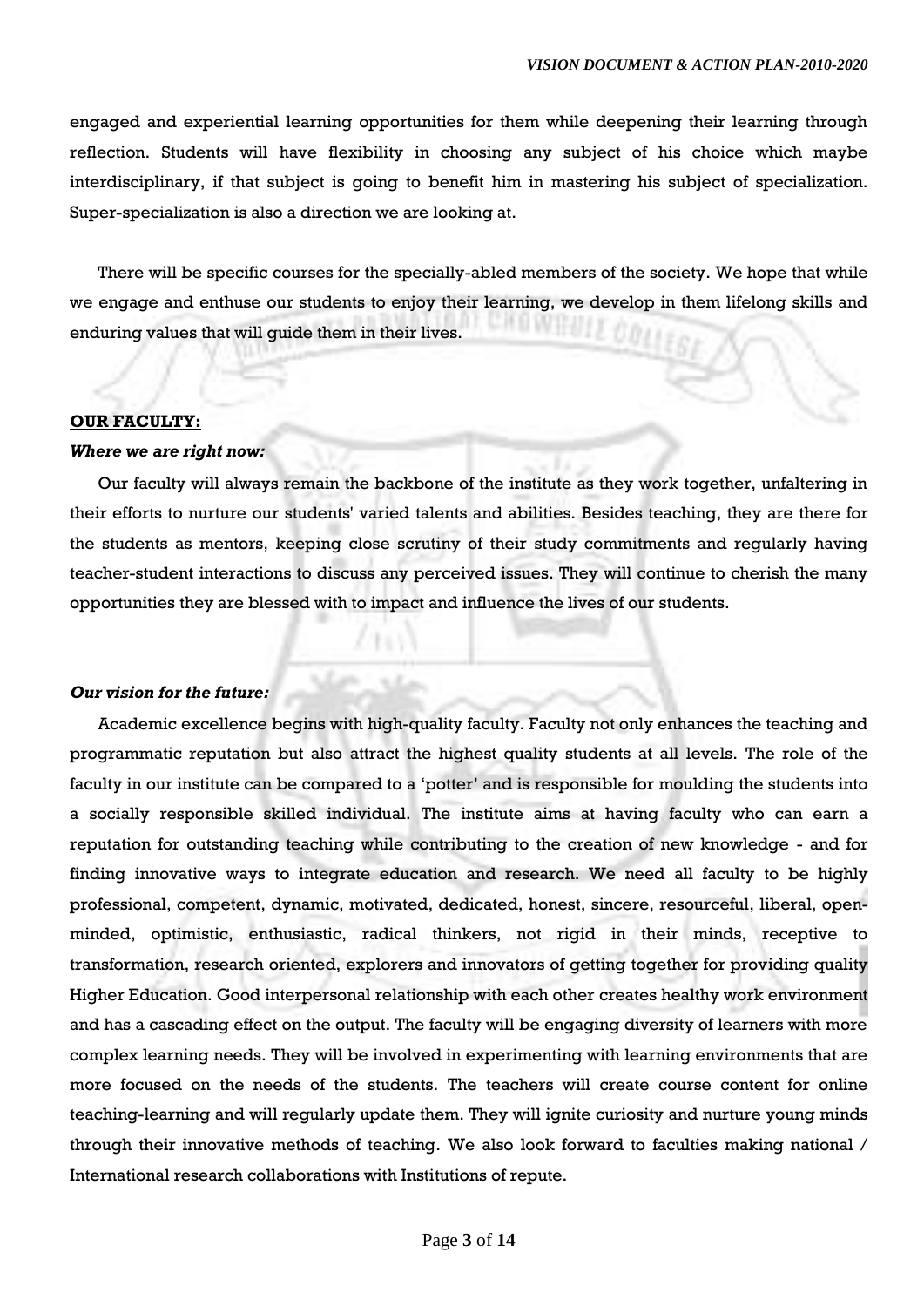engaged and experiential learning opportunities for them while deepening their learning through reflection. Students will have flexibility in choosing any subject of his choice which maybe interdisciplinary, if that subject is going to benefit him in mastering his subject of specialization. Super-specialization is also a direction we are looking at.

There will be specific courses for the specially-abled members of the society. We hope that while we engage and enthuse our students to enjoy their learning, we develop in them lifelong skills and enduring values that will guide them in their lives.

**OUR FACULTY:**

***Where we are right now:***

Our faculty will always remain the backbone of the institute as they work together, unfaltering in their efforts to nurture our students' varied talents and abilities. Besides teaching, they are there for the students as mentors, keeping close scrutiny of their study commitments and regularly having teacher-student interactions to discuss any perceived issues. They will continue to cherish the many opportunities they are blessed with to impact and influence the lives of our students.

***Our vision for the future:***

Academic excellence begins with high-quality faculty. Faculty not only enhances the teaching and programmatic reputation but also attract the highest quality students at all levels. The role of the faculty in our institute can be compared to a 'potter' and is responsible for moulding the students into a socially responsible skilled individual. The institute aims at having faculty who can earn a reputation for outstanding teaching while contributing to the creation of new knowledge - and for finding innovative ways to integrate education and research. We need all faculty to be highly professional, competent, dynamic, motivated, dedicated, honest, sincere, resourceful, liberal, open-minded, optimistic, enthusiastic, radical thinkers, not rigid in their minds, receptive to transformation, research oriented, explorers and innovators of getting together for providing quality Higher Education. Good interpersonal relationship with each other creates healthy work environment and has a cascading effect on the output. The faculty will be engaging diversity of learners with more complex learning needs. They will be involved in experimenting with learning environments that are more focused on the needs of the students. The teachers will create course content for online teaching-learning and will regularly update them. They will ignite curiosity and nurture young minds through their innovative methods of teaching. We also look forward to faculties making national / International research collaborations with Institutions of repute.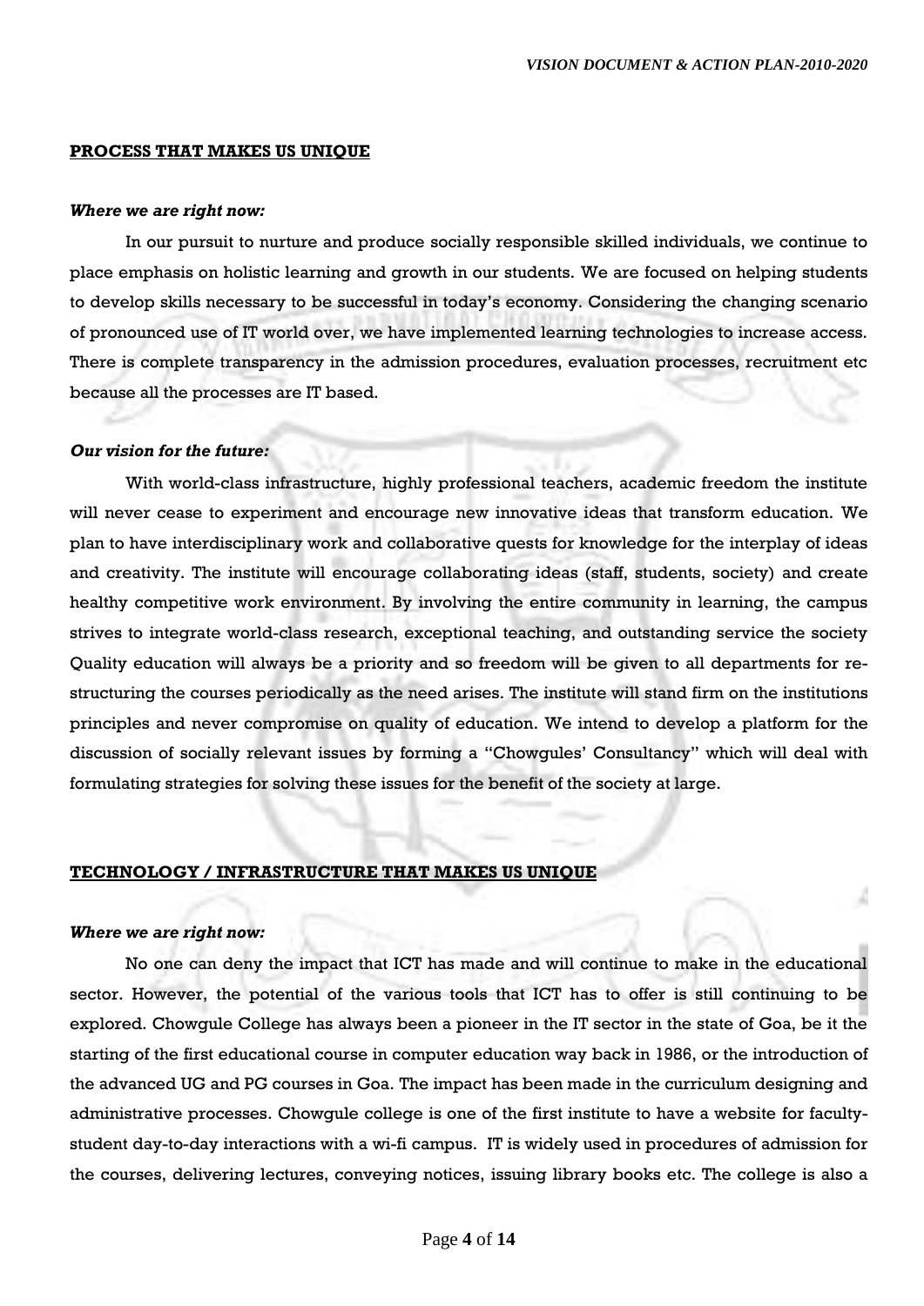## PROCESS THAT MAKES US UNIQUE

***Where we are right now:***

In our pursuit to nurture and produce socially responsible skilled individuals, we continue to place emphasis on holistic learning and growth in our students. We are focused on helping students to develop skills necessary to be successful in today's economy. Considering the changing scenario of pronounced use of IT world over, we have implemented learning technologies to increase access. There is complete transparency in the admission procedures, evaluation processes, recruitment etc because all the processes are IT based.

***Our vision for the future:***

With world-class infrastructure, highly professional teachers, academic freedom the institute will never cease to experiment and encourage new innovative ideas that transform education. We plan to have interdisciplinary work and collaborative quests for knowledge for the interplay of ideas and creativity. The institute will encourage collaborating ideas (staff, students, society) and create healthy competitive work environment. By involving the entire community in learning, the campus strives to integrate world-class research, exceptional teaching, and outstanding service the society Quality education will always be a priority and so freedom will be given to all departments for re-structuring the courses periodically as the need arises. The institute will stand firm on the institutions principles and never compromise on quality of education. We intend to develop a platform for the discussion of socially relevant issues by forming a "Chowgules' Consultancy" which will deal with formulating strategies for solving these issues for the benefit of the society at large.

## TECHNOLOGY / INFRASTRUCTURE THAT MAKES US UNIQUE

***Where we are right now:***

No one can deny the impact that ICT has made and will continue to make in the educational sector. However, the potential of the various tools that ICT has to offer is still continuing to be explored. Chowgule College has always been a pioneer in the IT sector in the state of Goa, be it the starting of the first educational course in computer education way back in 1986, or the introduction of the advanced UG and PG courses in Goa. The impact has been made in the curriculum designing and administrative processes. Chowgule college is one of the first institute to have a website for faculty-student day-to-day interactions with a wi-fi campus. IT is widely used in procedures of admission for the courses, delivering lectures, conveying notices, issuing library books etc. The college is also a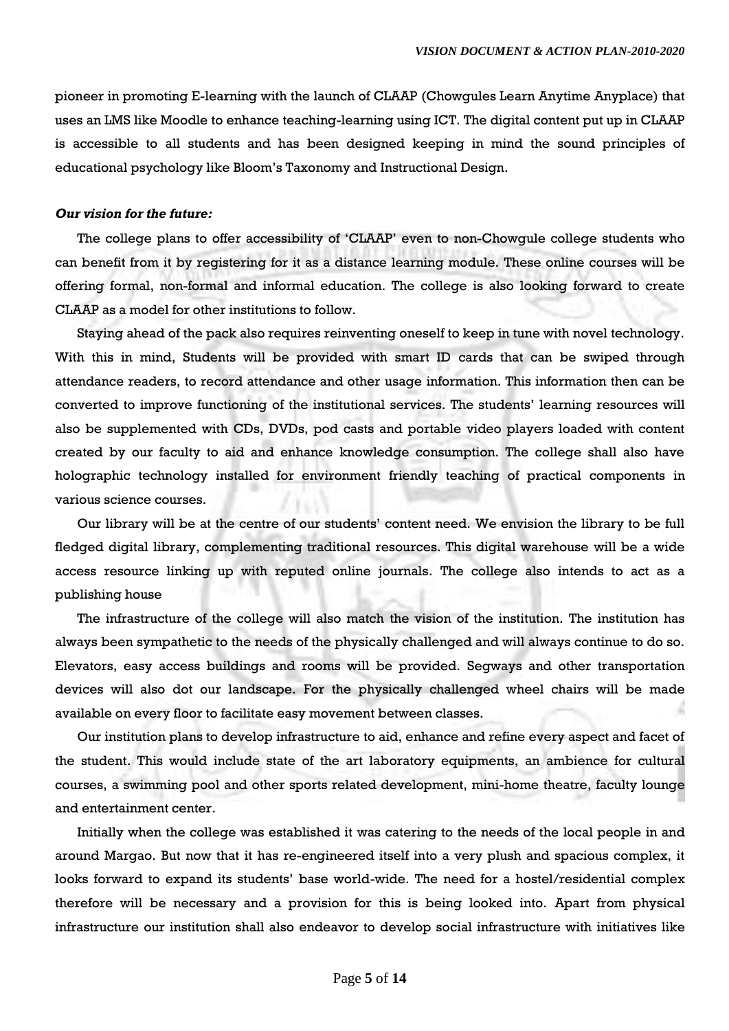pioneer in promoting E-learning with the launch of CLAAP (Chowgules Learn Anytime Anyplace) that uses an LMS like Moodle to enhance teaching-learning using ICT. The digital content put up in CLAAP is accessible to all students and has been designed keeping in mind the sound principles of educational psychology like Bloom's Taxonomy and Instructional Design.

***Our vision for the future:***

The college plans to offer accessibility of 'CLAAP' even to non-Chowgule college students who can benefit from it by registering for it as a distance learning module. These online courses will be offering formal, non-formal and informal education. The college is also looking forward to create CLAAP as a model for other institutions to follow.

Staying ahead of the pack also requires reinventing oneself to keep in tune with novel technology. With this in mind, Students will be provided with smart ID cards that can be swiped through attendance readers, to record attendance and other usage information. This information then can be converted to improve functioning of the institutional services. The students' learning resources will also be supplemented with CDs, DVDs, pod casts and portable video players loaded with content created by our faculty to aid and enhance knowledge consumption. The college shall also have holographic technology installed for environment friendly teaching of practical components in various science courses.

Our library will be at the centre of our students' content need. We envision the library to be full fledged digital library, complementing traditional resources. This digital warehouse will be a wide access resource linking up with reputed online journals. The college also intends to act as a publishing house

The infrastructure of the college will also match the vision of the institution. The institution has always been sympathetic to the needs of the physically challenged and will always continue to do so. Elevators, easy access buildings and rooms will be provided. Segways and other transportation devices will also dot our landscape. For the physically challenged wheel chairs will be made available on every floor to facilitate easy movement between classes.

Our institution plans to develop infrastructure to aid, enhance and refine every aspect and facet of the student. This would include state of the art laboratory equipments, an ambience for cultural courses, a swimming pool and other sports related development, mini-home theatre, faculty lounge and entertainment center.

Initially when the college was established it was catering to the needs of the local people in and around Margao. But now that it has re-engineered itself into a very plush and spacious complex, it looks forward to expand its students' base world-wide. The need for a hostel/residential complex therefore will be necessary and a provision for this is being looked into. Apart from physical infrastructure our institution shall also endeavor to develop social infrastructure with initiatives like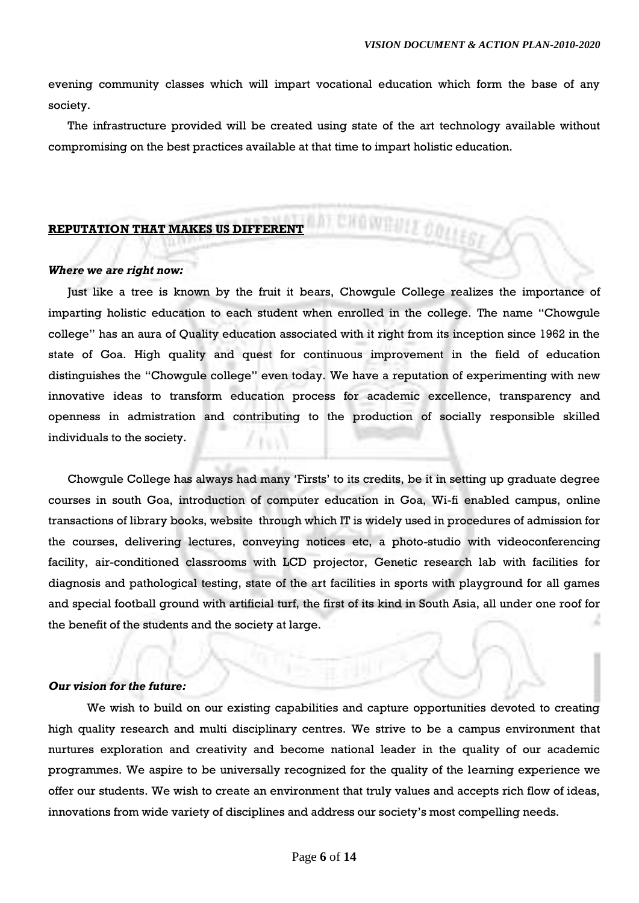evening community classes which will impart vocational education which form the base of any society.

The infrastructure provided will be created using state of the art technology available without compromising on the best practices available at that time to impart holistic education.

## REPUTATION THAT MAKES US DIFFERENT

***Where we are right now:***

Just like a tree is known by the fruit it bears, Chowgule College realizes the importance of imparting holistic education to each student when enrolled in the college. The name "Chowgule college" has an aura of Quality education associated with it right from its inception since 1962 in the state of Goa. High quality and quest for continuous improvement in the field of education distinguishes the "Chowgule college" even today. We have a reputation of experimenting with new innovative ideas to transform education process for academic excellence, transparency and openness in admistration and contributing to the production of socially responsible skilled individuals to the society.

Chowgule College has always had many 'Firsts' to its credits, be it in setting up graduate degree courses in south Goa, introduction of computer education in Goa, Wi-fi enabled campus, online transactions of library books, website through which IT is widely used in procedures of admission for the courses, delivering lectures, conveying notices etc, a photo-studio with videoconferencing facility, air-conditioned classrooms with LCD projector, Genetic research lab with facilities for diagnosis and pathological testing, state of the art facilities in sports with playground for all games and special football ground with artificial turf, the first of its kind in South Asia, all under one roof for the benefit of the students and the society at large.

***Our vision for the future:***

We wish to build on our existing capabilities and capture opportunities devoted to creating high quality research and multi disciplinary centres. We strive to be a campus environment that nurtures exploration and creativity and become national leader in the quality of our academic programmes. We aspire to be universally recognized for the quality of the learning experience we offer our students. We wish to create an environment that truly values and accepts rich flow of ideas, innovations from wide variety of disciplines and address our society's most compelling needs.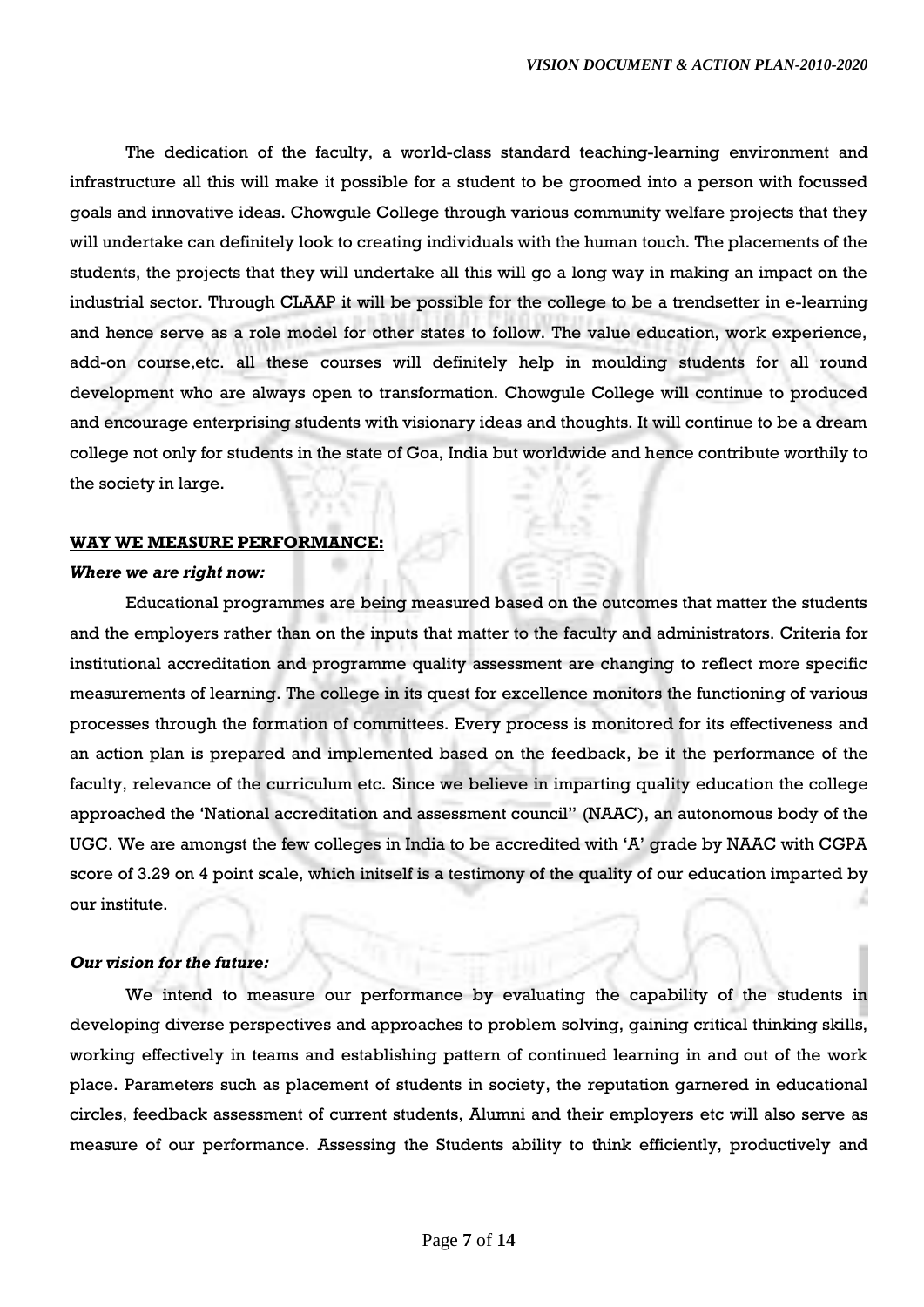The dedication of the faculty, a world-class standard teaching-learning environment and infrastructure all this will make it possible for a student to be groomed into a person with focussed goals and innovative ideas. Chowgule College through various community welfare projects that they will undertake can definitely look to creating individuals with the human touch. The placements of the students, the projects that they will undertake all this will go a long way in making an impact on the industrial sector. Through CLAAP it will be possible for the college to be a trendsetter in e-learning and hence serve as a role model for other states to follow. The value education, work experience, add-on course,etc. all these courses will definitely help in moulding students for all round development who are always open to transformation. Chowgule College will continue to produced and encourage enterprising students with visionary ideas and thoughts. It will continue to be a dream college not only for students in the state of Goa, India but worldwide and hence contribute worthily to the society in large.

**WAY WE MEASURE PERFORMANCE:**

***Where we are right now:***

Educational programmes are being measured based on the outcomes that matter the students and the employers rather than on the inputs that matter to the faculty and administrators. Criteria for institutional accreditation and programme quality assessment are changing to reflect more specific measurements of learning. The college in its quest for excellence monitors the functioning of various processes through the formation of committees. Every process is monitored for its effectiveness and an action plan is prepared and implemented based on the feedback, be it the performance of the faculty, relevance of the curriculum etc. Since we believe in imparting quality education the college approached the 'National accreditation and assessment council" (NAAC), an autonomous body of the UGC. We are amongst the few colleges in India to be accredited with 'A' grade by NAAC with CGPA score of 3.29 on 4 point scale, which initself is a testimony of the quality of our education imparted by our institute.

***Our vision for the future:***

We intend to measure our performance by evaluating the capability of the students in developing diverse perspectives and approaches to problem solving, gaining critical thinking skills, working effectively in teams and establishing pattern of continued learning in and out of the work place. Parameters such as placement of students in society, the reputation garnered in educational circles, feedback assessment of current students, Alumni and their employers etc will also serve as measure of our performance. Assessing the Students ability to think efficiently, productively and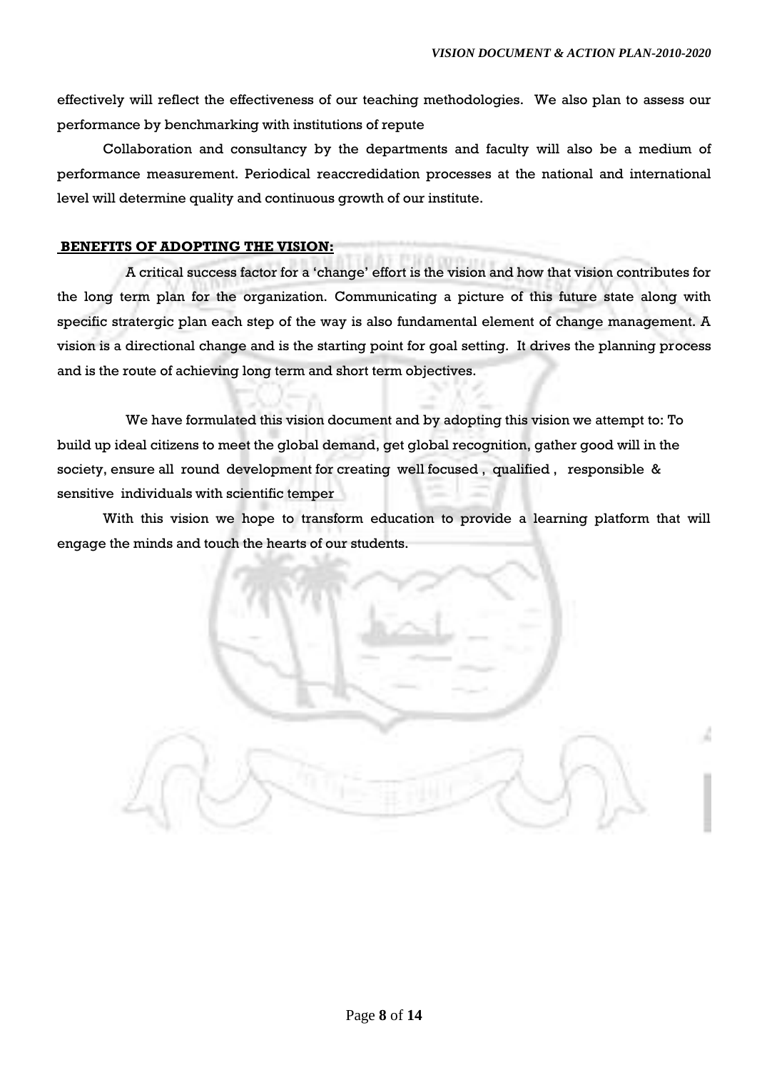effectively will reflect the effectiveness of our teaching methodologies. We also plan to assess our performance by benchmarking with institutions of repute

Collaboration and consultancy by the departments and faculty will also be a medium of performance measurement. Periodical reaccredidation processes at the national and international level will determine quality and continuous growth of our institute.

## **BENEFITS OF ADOPTING THE VISION:**

A critical success factor for a 'change' effort is the vision and how that vision contributes for the long term plan for the organization. Communicating a picture of this future state along with specific stratergic plan each step of the way is also fundamental element of change management. A vision is a directional change and is the starting point for goal setting. It drives the planning process and is the route of achieving long term and short term objectives.

We have formulated this vision document and by adopting this vision we attempt to: To build up ideal citizens to meet the global demand, get global recognition, gather good will in the society, ensure all round development for creating well focused , qualified , responsible & sensitive individuals with scientific temper

With this vision we hope to transform education to provide a learning platform that will engage the minds and touch the hearts of our students.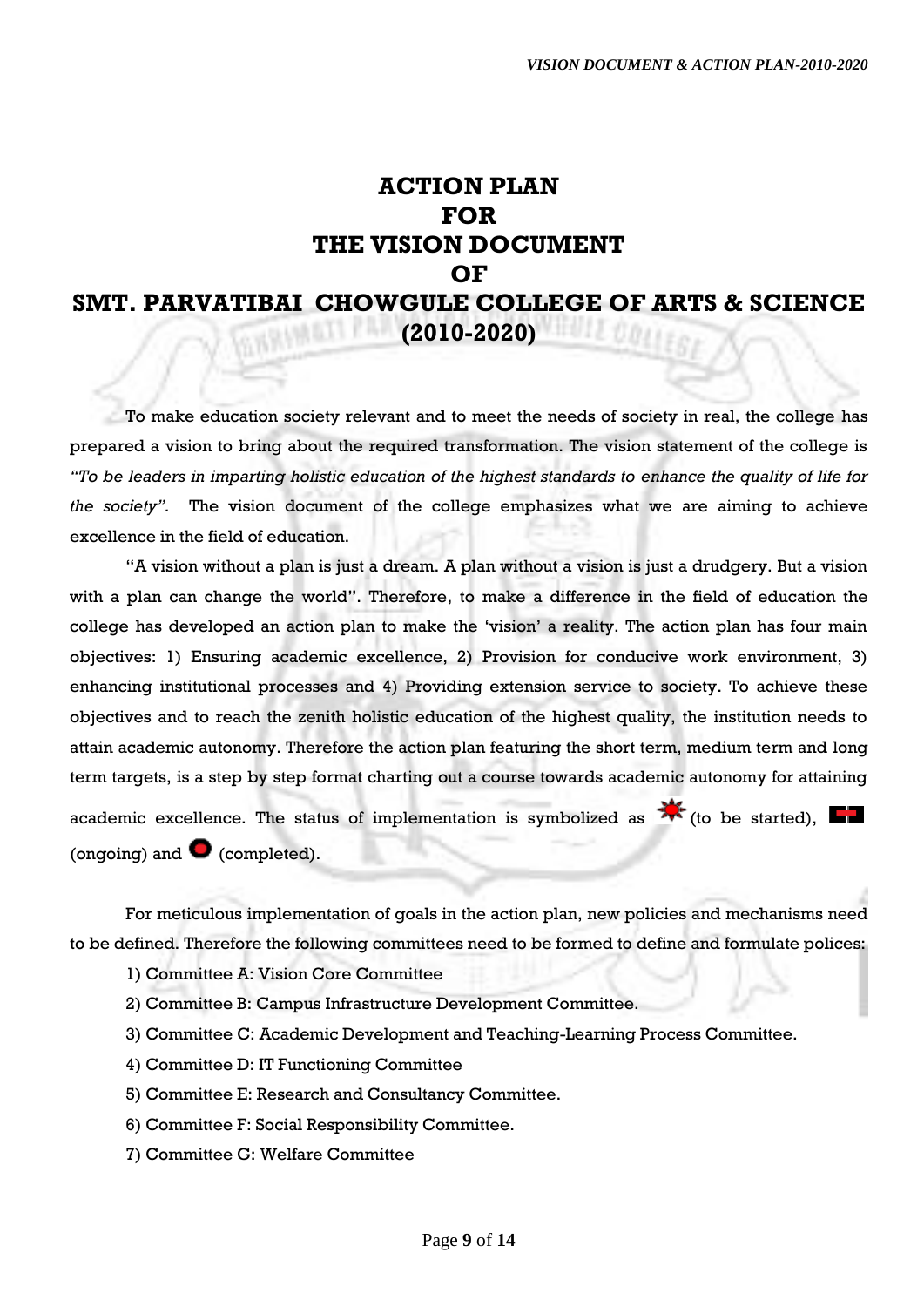# ACTION PLAN FOR THE VISION DOCUMENT OF SMT. PARVATIBAI CHOWGULE COLLEGE OF ARTS & SCIENCE (2010-2020)

To make education society relevant and to meet the needs of society in real, the college has prepared a vision to bring about the required transformation. The vision statement of the college is *"To be leaders in imparting holistic education of the highest standards to enhance the quality of life for the society".* The vision document of the college emphasizes what we are aiming to achieve excellence in the field of education.

"A vision without a plan is just a dream. A plan without a vision is just a drudgery. But a vision with a plan can change the world". Therefore, to make a difference in the field of education the college has developed an action plan to make the 'vision' a reality. The action plan has four main objectives: 1) Ensuring academic excellence, 2) Provision for conducive work environment, 3) enhancing institutional processes and 4) Providing extension service to society. To achieve these objectives and to reach the zenith holistic education of the highest quality, the institution needs to attain academic autonomy. Therefore the action plan featuring the short term, medium term and long term targets, is a step by step format charting out a course towards academic autonomy for attaining academic excellence. The status of implementation is symbolized as (to be started), (ongoing) and (completed).

For meticulous implementation of goals in the action plan, new policies and mechanisms need to be defined. Therefore the following committees need to be formed to define and formulate polices:

1) Committee A: Vision Core Committee
2) Committee B: Campus Infrastructure Development Committee.
3) Committee C: Academic Development and Teaching-Learning Process Committee.
4) Committee D: IT Functioning Committee
5) Committee E: Research and Consultancy Committee.
6) Committee F: Social Responsibility Committee.
7) Committee G: Welfare Committee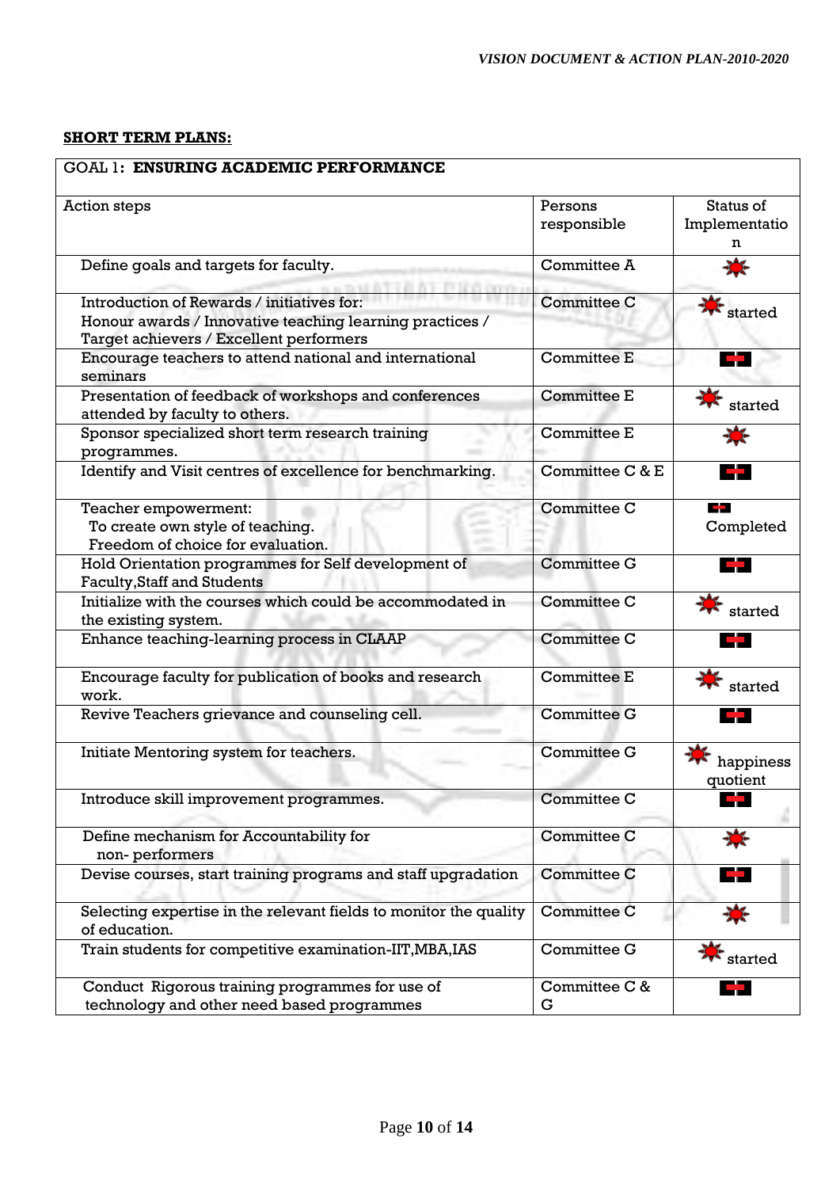**SHORT TERM PLANS:**

| GOAL 1: **ENSURING ACADEMIC PERFORMANCE** | | |
|---|---|---|
| Action steps | Persons responsible | Status of Implementation |
| Define goals and targets for faculty. | Committee A | |
| Introduction of Rewards / initiatives for: Honour awards / Innovative teaching learning practices / Target achievers / Excellent performers | Committee C | started |
| Encourage teachers to attend national and international seminars | Committee E | |
| Presentation of feedback of workshops and conferences attended by faculty to others. | Committee E | started |
| Sponsor specialized short term research training programmes. | Committee E | |
| Identify and Visit centres of excellence for benchmarking. | Committee C & E | |
| Teacher empowerment: To create own style of teaching. Freedom of choice for evaluation. | Committee C | Completed |
| Hold Orientation programmes for Self development of Faculty,Staff and Students | Committee G | |
| Initialize with the courses which could be accommodated in the existing system. | Committee C | started |
| Enhance teaching-learning process in CLAAP | Committee C | |
| Encourage faculty for publication of books and research work. | Committee E | started |
| Revive Teachers grievance and counseling cell. | Committee G | |
| Initiate Mentoring system for teachers. | Committee G | happiness quotient |
| Introduce skill improvement programmes. | Committee C | |
| Define mechanism for Accountability for non- performers | Committee C | |
| Devise courses, start training programs and staff upgradation | Committee C | |
| Selecting expertise in the relevant fields to monitor the quality of education. | Committee C | |
| Train students for competitive examination-IIT,MBA,IAS | Committee G | started |
| Conduct Rigorous training programmes for use of technology and other need based programmes | Committee C & G | |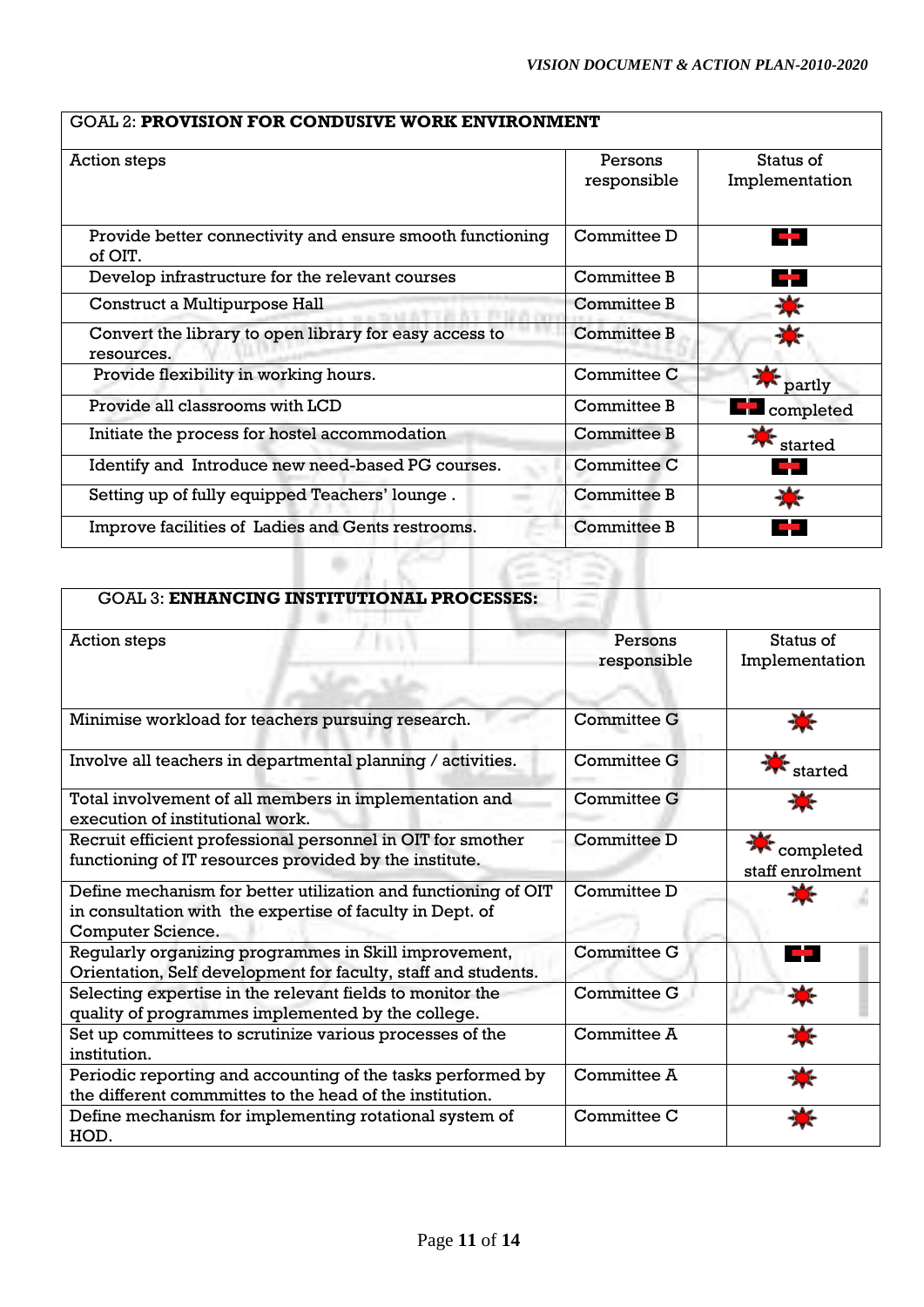| GOAL 2: **PROVISION FOR CONDUSIVE WORK ENVIRONMENT** | | |
|---|---|---|
| Action steps | Persons responsible | Status of Implementation |
| Provide better connectivity and ensure smooth functioning of OIT. | Committee D | |
| Develop infrastructure for the relevant courses | Committee B | |
| Construct a Multipurpose Hall | Committee B | |
| Convert the library to open library for easy access to resources. | Committee B | |
| Provide flexibility in working hours. | Committee C | partly |
| Provide all classrooms with LCD | Committee B | completed |
| Initiate the process for hostel accommodation | Committee B | started |
| Identify and Introduce new need-based PG courses. | Committee C | |
| Setting up of fully equipped Teachers' lounge . | Committee B | |
| Improve facilities of Ladies and Gents restrooms. | Committee B | |

| GOAL 3: **ENHANCING INSTITUTIONAL PROCESSES:** | | |
|---|---|---|
| Action steps | Persons responsible | Status of Implementation |
| Minimise workload for teachers pursuing research. | Committee G | |
| Involve all teachers in departmental planning / activities. | Committee G | started |
| Total involvement of all members in implementation and execution of institutional work. | Committee G | |
| Recruit efficient professional personnel in OIT for smother functioning of IT resources provided by the institute. | Committee D | completed staff enrolment |
| Define mechanism for better utilization and functioning of OIT in consultation with the expertise of faculty in Dept. of Computer Science. | Committee D | |
| Regularly organizing programmes in Skill improvement, Orientation, Self development for faculty, staff and students. | Committee G | |
| Selecting expertise in the relevant fields to monitor the quality of programmes implemented by the college. | Committee G | |
| Set up committees to scrutinize various processes of the institution. | Committee A | |
| Periodic reporting and accounting of the tasks performed by the different commmittes to the head of the institution. | Committee A | |
| Define mechanism for implementing rotational system of HOD. | Committee C | |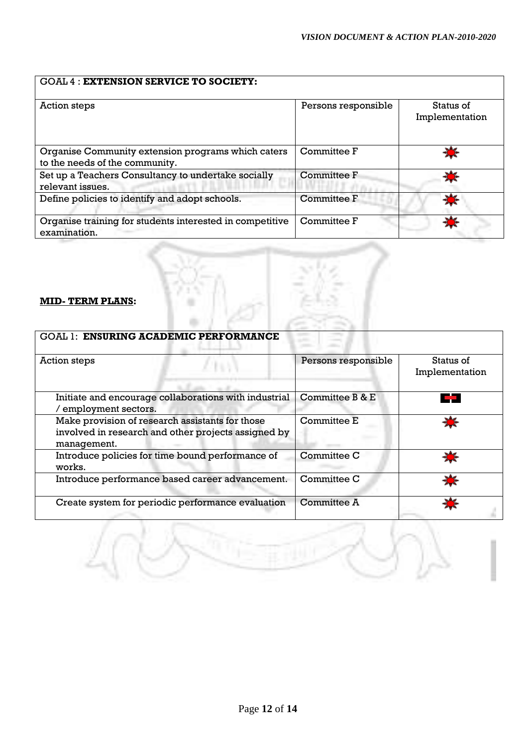| GOAL 4 : **EXTENSION SERVICE TO SOCIETY:** | | |
|---|---|---|
| Action steps | Persons responsible | Status of Implementation |
| Organise Community extension programs which caters to the needs of the community. | Committee F | |
| Set up a Teachers Consultancy to undertake socially relevant issues. | Committee F | |
| Define policies to identify and adopt schools. | Committee F | |
| Organise training for students interested in competitive examination. | Committee F | |

**MID- TERM PLANS:**

| GOAL 1: **ENSURING ACADEMIC PERFORMANCE** | | |
|---|---|---|
| Action steps | Persons responsible | Status of Implementation |
| Initiate and encourage collaborations with industrial / employment sectors. | Committee B & E | |
| Make provision of research assistants for those involved in research and other projects assigned by management. | Committee E | |
| Introduce policies for time bound performance of works. | Committee C | |
| Introduce performance based career advancement. | Committee C | |
| Create system for periodic performance evaluation | Committee A | |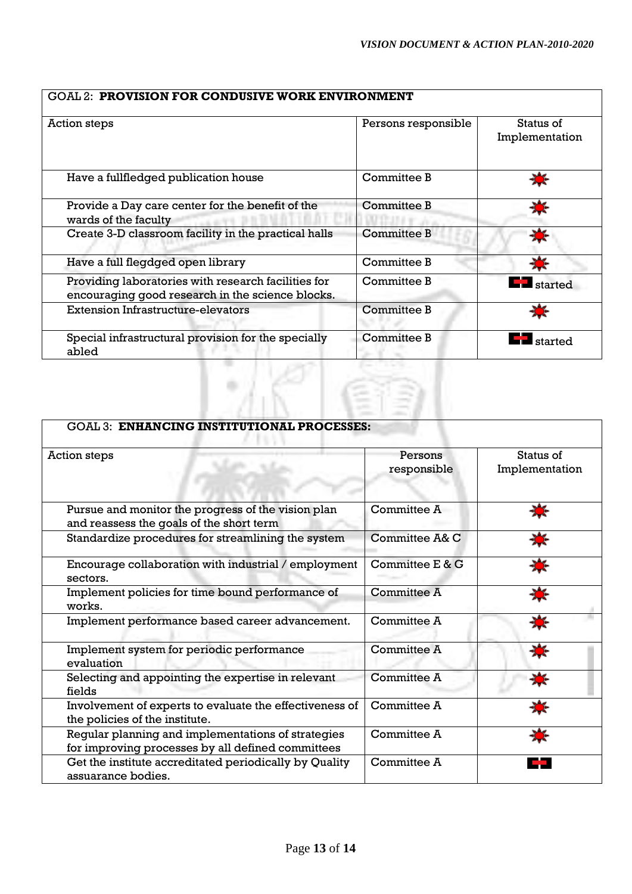| GOAL 2: **PROVISION FOR CONDUSIVE WORK ENVIRONMENT** | | |
|---|---|---|
| Action steps | Persons responsible | Status of Implementation |
| Have a fullfledged publication house | Committee B | ✸ |
| Provide a Day care center for the benefit of the wards of the faculty | Committee B | ✸ |
| Create 3-D classroom facility in the practical halls | Committee B | ✸ |
| Have a full flegdged open library | Committee B | ✸ |
| Providing laboratories with research facilities for encouraging good research in the science blocks. | Committee B | ▬ started |
| Extension Infrastructure-elevators | Committee B | ✸ |
| Special infrastructural provision for the specially abled | Committee B | ▬ started |

| GOAL 3: **ENHANCING INSTITUTIONAL PROCESSES:** | | |
|---|---|---|
| Action steps | Persons responsible | Status of Implementation |
| Pursue and monitor the progress of the vision plan and reassess the goals of the short term | Committee A | ✸ |
| Standardize procedures for streamlining the system | Committee A& C | ✸ |
| Encourage collaboration with industrial / employment sectors. | Committee E & G | ✸ |
| Implement policies for time bound performance of works. | Committee A | ✸ |
| Implement performance based career advancement. | Committee A | ✸ |
| Implement system for periodic performance evaluation | Committee A | ✸ |
| Selecting and appointing the expertise in relevant fields | Committee A | ✸ |
| Involvement of experts to evaluate the effectiveness of the policies of the institute. | Committee A | ✸ |
| Regular planning and implementations of strategies for improving processes by all defined committees | Committee A | ✸ |
| Get the institute accreditated periodically by Quality assuarance bodies. | Committee A | ▬ |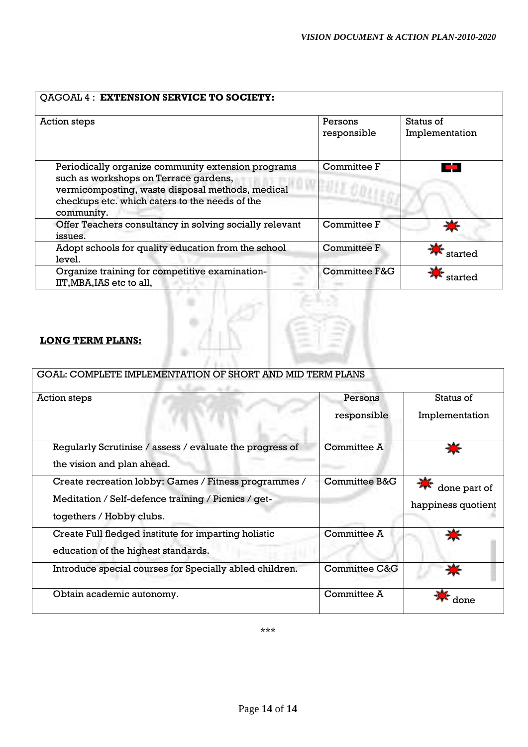| QAGOAL 4 : **EXTENSION SERVICE TO SOCIETY:** | | |
|---|---|---|
| Action steps | Persons responsible | Status of Implementation |
| Periodically organize community extension programs such as workshops on Terrace gardens, vermicomposting, waste disposal methods, medical checkups etc. which caters to the needs of the community. | Committee F | |
| Offer Teachers consultancy in solving socially relevant issues. | Committee F | |
| Adopt schools for quality education from the school level. | Committee F | started |
| Organize training for competitive examination- IIT,MBA,IAS etc to all, | Committee F&G | started |

**LONG TERM PLANS:**

| GOAL: COMPLETE IMPLEMENTATION OF SHORT AND MID TERM PLANS | | |
|---|---|---|
| Action steps | Persons responsible | Status of Implementation |
| Regularly Scrutinise / assess / evaluate the progress of the vision and plan ahead. | Committee A | |
| Create recreation lobby: Games / Fitness programmes / Meditation / Self-defence training / Picnics / get-togethers / Hobby clubs. | Committee B&G | done part of happiness quotient |
| Create Full fledged institute for imparting holistic education of the highest standards. | Committee A | |
| Introduce special courses for Specially abled children. | Committee C&G | |
| Obtain academic autonomy. | Committee A | done |

***